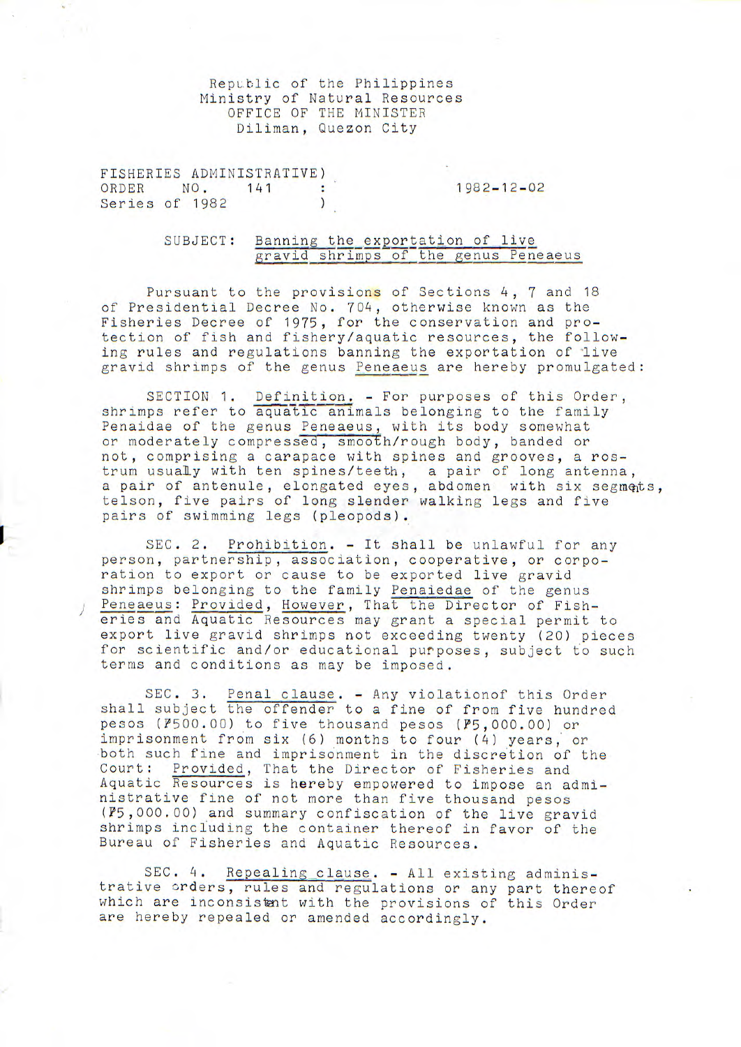Republic of the Philippines
Ministry of Natural Resources
OFFICE OF THE MINISTER
Diliman, Quezon City

FISHERIES ADMINISTRATIVE ORDER NO. 141 : Series of 1982

1982-12-02

SUBJECT: Banning the exportation of live gravid shrimps of the genus Peneaeus

Pursuant to the provisions of Sections 4, 7 and 18 of Presidential Decree No. 704, otherwise known as the Fisheries Decree of 1975, for the conservation and protection of fish and fishery/aquatic resources, the following rules and regulations banning the exportation of live gravid shrimps of the genus Peneaeus are hereby promulgated:

SECTION 1. Definition. - For purposes of this Order, shrimps refer to aquatic animals belonging to the family Penaidae of the genus Peneaeus, with its body somewhat or moderately compressed, smooth/rough body, banded or not, comprising a carapace with spines and grooves, a rostrum usually with ten spines/teeth, a pair of long antenna, a pair of antenule, elongated eyes, abdomen with six segments, telson, five pairs of long slender walking legs and five pairs of swimming legs (pleopods).

SEC. 2. Prohibition. - It shall be unlawful for any person, partnership, association, cooperative, or corporation to export or cause to be exported live gravid shrimps belonging to the family Penaiedae of the genus Peneaeus: Provided, However, That the Director of Fisheries and Aquatic Resources may grant a special permit to export live gravid shrimps not exceeding twenty (20) pieces for scientific and/or educational purposes, subject to such terms and conditions as may be imposed.

SEC. 3. Penal clause. - Any violationof this Order shall subject the offender to a fine of from five hundred pesos (₱500.00) to five thousand pesos (₱5,000.00) or imprisonment from six (6) months to four (4) years, or both such fine and imprisonment in the discretion of the Court: Provided, That the Director of Fisheries and Aquatic Resources is hereby empowered to impose an administrative fine of not more than five thousand pesos (₱5,000.00) and summary confiscation of the live gravid shrimps including the container thereof in favor of the Bureau of Fisheries and Aquatic Resources.

SEC. 4. Repealing clause. - All existing administrative orders, rules and regulations or any part thereof which are inconsistent with the provisions of this Order are hereby repealed or amended accordingly.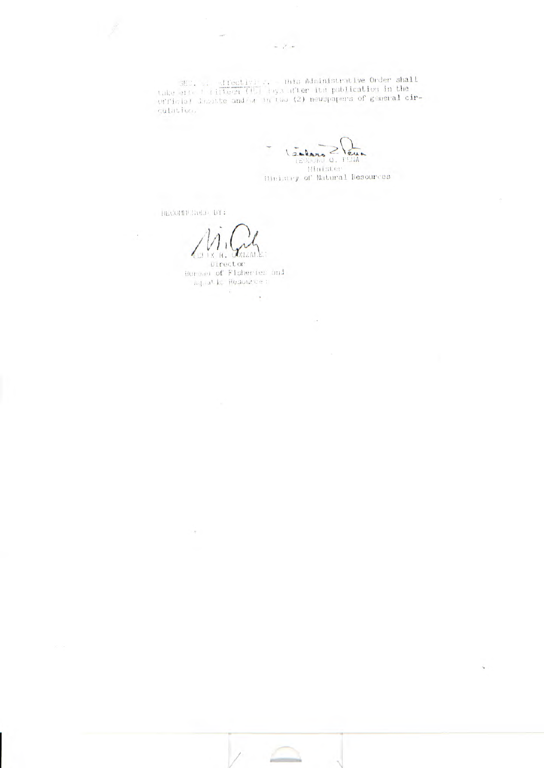SEC. 3. Effectivity. - This Administrative Order shall take effect fifteen (15) days after its publication in the Official Gazette and/or in two (2) newspapers of general circulation.

TEODORO Q. PEÑA
Minister
Ministry of Natural Resources

RECOMMENDED BY:

FELIX R. GONZALES
Director
Bureau of Fisheries and Aquatic Resources